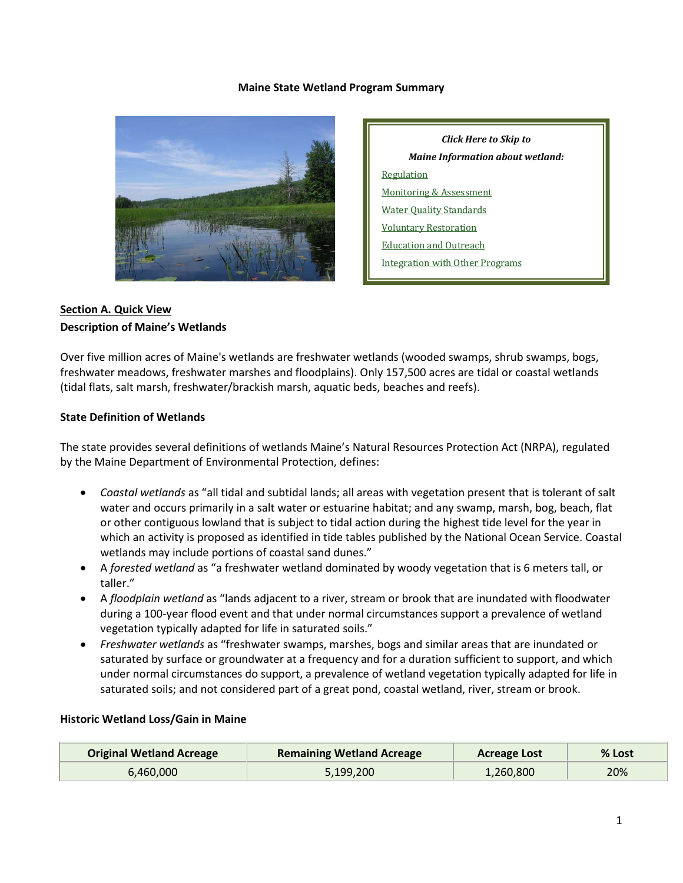# Maine State Wetland Program Summary

*Click Here to Skip to*

*Maine Information about wetland:*

Regulation

Monitoring & Assessment

Water Quality Standards

Voluntary Restoration

Education and Outreach

Integration with Other Programs

## Section A. Quick View

### Description of Maine's Wetlands

Over five million acres of Maine's wetlands are freshwater wetlands (wooded swamps, shrub swamps, bogs, freshwater meadows, freshwater marshes and floodplains). Only 157,500 acres are tidal or coastal wetlands (tidal flats, salt marsh, freshwater/brackish marsh, aquatic beds, beaches and reefs).

### State Definition of Wetlands

The state provides several definitions of wetlands Maine's Natural Resources Protection Act (NRPA), regulated by the Maine Department of Environmental Protection, defines:

- *Coastal wetlands* as "all tidal and subtidal lands; all areas with vegetation present that is tolerant of salt water and occurs primarily in a salt water or estuarine habitat; and any swamp, marsh, bog, beach, flat or other contiguous lowland that is subject to tidal action during the highest tide level for the year in which an activity is proposed as identified in tide tables published by the National Ocean Service. Coastal wetlands may include portions of coastal sand dunes."
- A *forested wetland* as "a freshwater wetland dominated by woody vegetation that is 6 meters tall, or taller."
- A *floodplain wetland* as "lands adjacent to a river, stream or brook that are inundated with floodwater during a 100-year flood event and that under normal circumstances support a prevalence of wetland vegetation typically adapted for life in saturated soils."
- *Freshwater wetlands* as "freshwater swamps, marshes, bogs and similar areas that are inundated or saturated by surface or groundwater at a frequency and for a duration sufficient to support, and which under normal circumstances do support, a prevalence of wetland vegetation typically adapted for life in saturated soils; and not considered part of a great pond, coastal wetland, river, stream or brook.

### Historic Wetland Loss/Gain in Maine

| Original Wetland Acreage | Remaining Wetland Acreage | Acreage Lost | % Lost |
|---|---|---|---|
| 6,460,000 | 5,199,200 | 1,260,800 | 20% |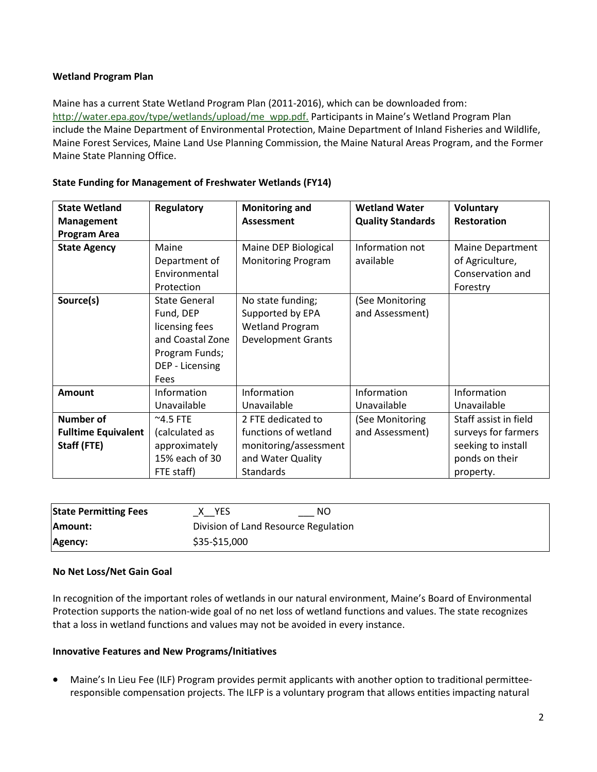**Wetland Program Plan**

Maine has a current State Wetland Program Plan (2011-2016), which can be downloaded from: http://water.epa.gov/type/wetlands/upload/me_wpp.pdf. Participants in Maine's Wetland Program Plan include the Maine Department of Environmental Protection, Maine Department of Inland Fisheries and Wildlife, Maine Forest Services, Maine Land Use Planning Commission, the Maine Natural Areas Program, and the Former Maine State Planning Office.

**State Funding for Management of Freshwater Wetlands (FY14)**

| State Wetland Management Program Area | Regulatory | Monitoring and Assessment | Wetland Water Quality Standards | Voluntary Restoration |
|---|---|---|---|---|
| **State Agency** | Maine Department of Environmental Protection | Maine DEP Biological Monitoring Program | Information not available | Maine Department of Agriculture, Conservation and Forestry |
| **Source(s)** | State General Fund, DEP licensing fees and Coastal Zone Program Funds; DEP - Licensing Fees | No state funding; Supported by EPA Wetland Program Development Grants | (See Monitoring and Assessment) | |
| **Amount** | Information Unavailable | Information Unavailable | Information Unavailable | Information Unavailable |
| **Number of Fulltime Equivalent Staff (FTE)** | ~4.5 FTE (calculated as approximately 15% each of 30 FTE staff) | 2 FTE dedicated to functions of wetland monitoring/assessment and Water Quality Standards | (See Monitoring and Assessment) | Staff assist in field surveys for farmers seeking to install ponds on their property. |

| **State Permitting Fees** | _X__YES ___ NO |
|---|---|
| **Amount:** | Division of Land Resource Regulation |
| **Agency:** | $35-$15,000 |

**No Net Loss/Net Gain Goal**

In recognition of the important roles of wetlands in our natural environment, Maine's Board of Environmental Protection supports the nation-wide goal of no net loss of wetland functions and values. The state recognizes that a loss in wetland functions and values may not be avoided in every instance.

**Innovative Features and New Programs/Initiatives**

- Maine's In Lieu Fee (ILF) Program provides permit applicants with another option to traditional permittee-responsible compensation projects. The ILFP is a voluntary program that allows entities impacting natural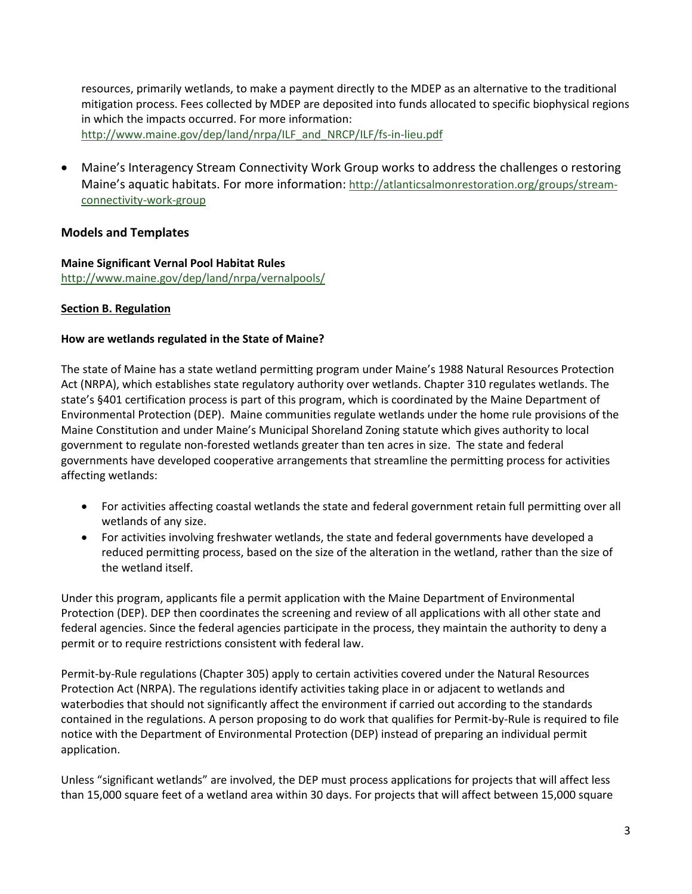resources, primarily wetlands, to make a payment directly to the MDEP as an alternative to the traditional mitigation process. Fees collected by MDEP are deposited into funds allocated to specific biophysical regions in which the impacts occurred. For more information: http://www.maine.gov/dep/land/nrpa/ILF_and_NRCP/ILF/fs-in-lieu.pdf

- Maine's Interagency Stream Connectivity Work Group works to address the challenges o restoring Maine's aquatic habitats. For more information: http://atlanticsalmonrestoration.org/groups/stream-connectivity-work-group

### Models and Templates

**Maine Significant Vernal Pool Habitat Rules**
http://www.maine.gov/dep/land/nrpa/vernalpools/

**Section B. Regulation**

**How are wetlands regulated in the State of Maine?**

The state of Maine has a state wetland permitting program under Maine's 1988 Natural Resources Protection Act (NRPA), which establishes state regulatory authority over wetlands. Chapter 310 regulates wetlands. The state's §401 certification process is part of this program, which is coordinated by the Maine Department of Environmental Protection (DEP). Maine communities regulate wetlands under the home rule provisions of the Maine Constitution and under Maine's Municipal Shoreland Zoning statute which gives authority to local government to regulate non-forested wetlands greater than ten acres in size. The state and federal governments have developed cooperative arrangements that streamline the permitting process for activities affecting wetlands:

- For activities affecting coastal wetlands the state and federal government retain full permitting over all wetlands of any size.
- For activities involving freshwater wetlands, the state and federal governments have developed a reduced permitting process, based on the size of the alteration in the wetland, rather than the size of the wetland itself.

Under this program, applicants file a permit application with the Maine Department of Environmental Protection (DEP). DEP then coordinates the screening and review of all applications with all other state and federal agencies. Since the federal agencies participate in the process, they maintain the authority to deny a permit or to require restrictions consistent with federal law.

Permit-by-Rule regulations (Chapter 305) apply to certain activities covered under the Natural Resources Protection Act (NRPA). The regulations identify activities taking place in or adjacent to wetlands and waterbodies that should not significantly affect the environment if carried out according to the standards contained in the regulations. A person proposing to do work that qualifies for Permit-by-Rule is required to file notice with the Department of Environmental Protection (DEP) instead of preparing an individual permit application.

Unless "significant wetlands" are involved, the DEP must process applications for projects that will affect less than 15,000 square feet of a wetland area within 30 days. For projects that will affect between 15,000 square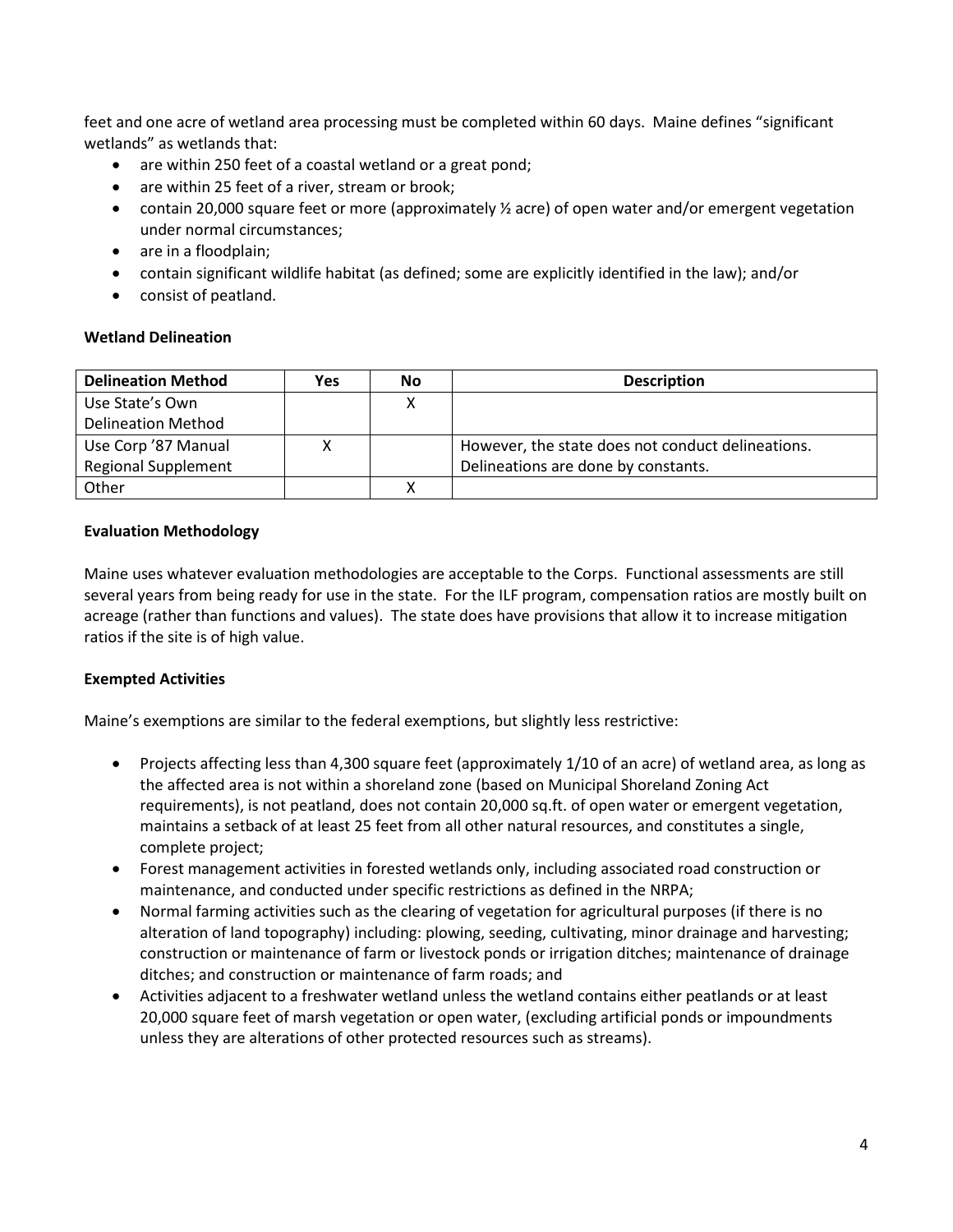feet and one acre of wetland area processing must be completed within 60 days. Maine defines "significant wetlands" as wetlands that:

- are within 250 feet of a coastal wetland or a great pond;
- are within 25 feet of a river, stream or brook;
- contain 20,000 square feet or more (approximately ½ acre) of open water and/or emergent vegetation under normal circumstances;
- are in a floodplain;
- contain significant wildlife habitat (as defined; some are explicitly identified in the law); and/or
- consist of peatland.

**Wetland Delineation**

| Delineation Method | Yes | No | Description |
|---|---|---|---|
| Use State's Own Delineation Method | | X | |
| Use Corp '87 Manual Regional Supplement | X | | However, the state does not conduct delineations. Delineations are done by constants. |
| Other | | X | |

**Evaluation Methodology**

Maine uses whatever evaluation methodologies are acceptable to the Corps. Functional assessments are still several years from being ready for use in the state. For the ILF program, compensation ratios are mostly built on acreage (rather than functions and values). The state does have provisions that allow it to increase mitigation ratios if the site is of high value.

**Exempted Activities**

Maine's exemptions are similar to the federal exemptions, but slightly less restrictive:

- Projects affecting less than 4,300 square feet (approximately 1/10 of an acre) of wetland area, as long as the affected area is not within a shoreland zone (based on Municipal Shoreland Zoning Act requirements), is not peatland, does not contain 20,000 sq.ft. of open water or emergent vegetation, maintains a setback of at least 25 feet from all other natural resources, and constitutes a single, complete project;
- Forest management activities in forested wetlands only, including associated road construction or maintenance, and conducted under specific restrictions as defined in the NRPA;
- Normal farming activities such as the clearing of vegetation for agricultural purposes (if there is no alteration of land topography) including: plowing, seeding, cultivating, minor drainage and harvesting; construction or maintenance of farm or livestock ponds or irrigation ditches; maintenance of drainage ditches; and construction or maintenance of farm roads; and
- Activities adjacent to a freshwater wetland unless the wetland contains either peatlands or at least 20,000 square feet of marsh vegetation or open water, (excluding artificial ponds or impoundments unless they are alterations of other protected resources such as streams).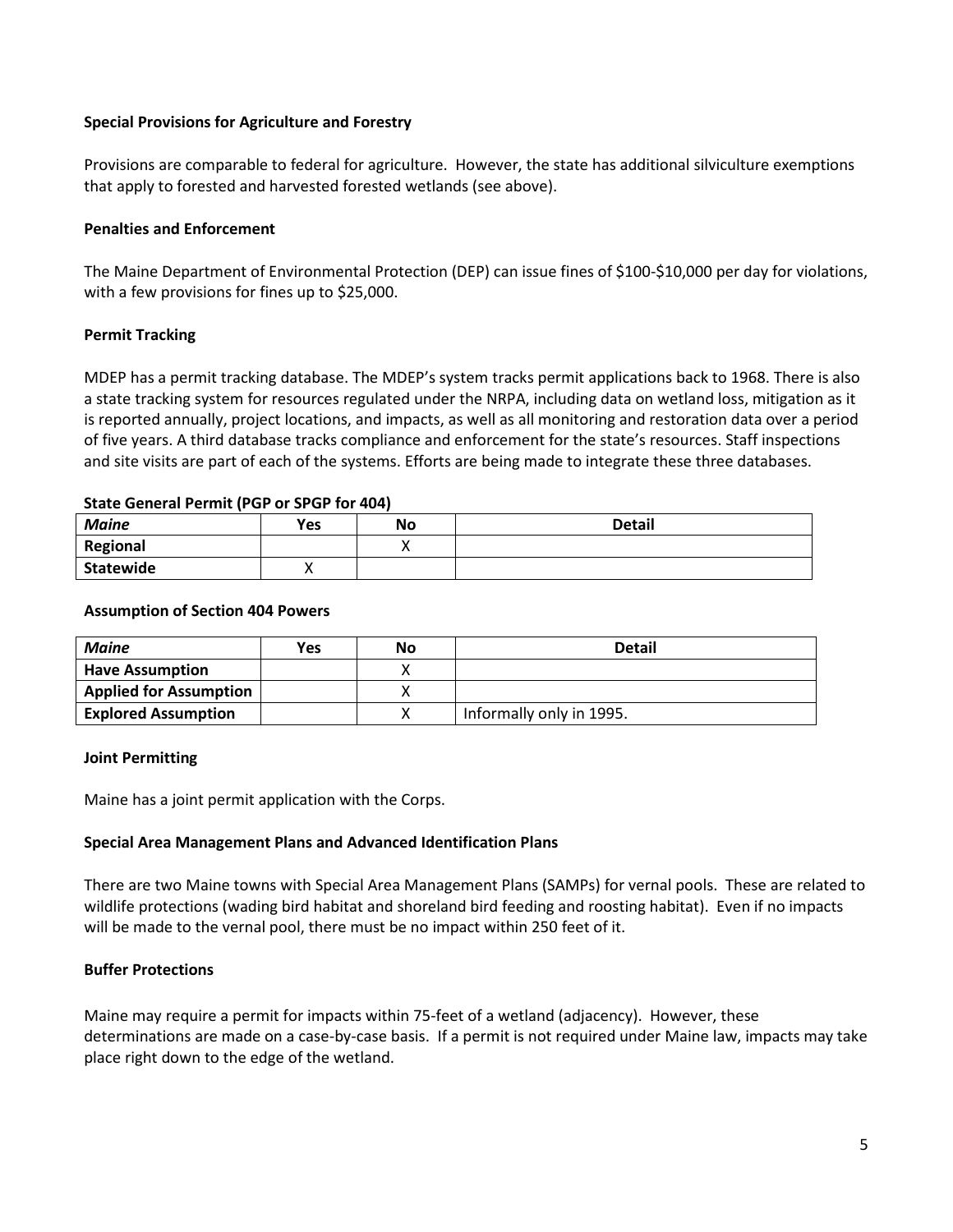**Special Provisions for Agriculture and Forestry**

Provisions are comparable to federal for agriculture. However, the state has additional silviculture exemptions that apply to forested and harvested forested wetlands (see above).

**Penalties and Enforcement**

The Maine Department of Environmental Protection (DEP) can issue fines of $100-$10,000 per day for violations, with a few provisions for fines up to $25,000.

**Permit Tracking**

MDEP has a permit tracking database. The MDEP's system tracks permit applications back to 1968. There is also a state tracking system for resources regulated under the NRPA, including data on wetland loss, mitigation as it is reported annually, project locations, and impacts, as well as all monitoring and restoration data over a period of five years. A third database tracks compliance and enforcement for the state's resources. Staff inspections and site visits are part of each of the systems. Efforts are being made to integrate these three databases.

**State General Permit (PGP or SPGP for 404)**

| *Maine* | Yes | No | Detail |
| --- | --- | --- | --- |
| **Regional** | | X | |
| **Statewide** | X | | |

**Assumption of Section 404 Powers**

| *Maine* | Yes | No | Detail |
| --- | --- | --- | --- |
| **Have Assumption** | | X | |
| **Applied for Assumption** | | X | |
| **Explored Assumption** | | X | Informally only in 1995. |

**Joint Permitting**

Maine has a joint permit application with the Corps.

**Special Area Management Plans and Advanced Identification Plans**

There are two Maine towns with Special Area Management Plans (SAMPs) for vernal pools. These are related to wildlife protections (wading bird habitat and shoreland bird feeding and roosting habitat). Even if no impacts will be made to the vernal pool, there must be no impact within 250 feet of it.

**Buffer Protections**

Maine may require a permit for impacts within 75-feet of a wetland (adjacency). However, these determinations are made on a case-by-case basis. If a permit is not required under Maine law, impacts may take place right down to the edge of the wetland.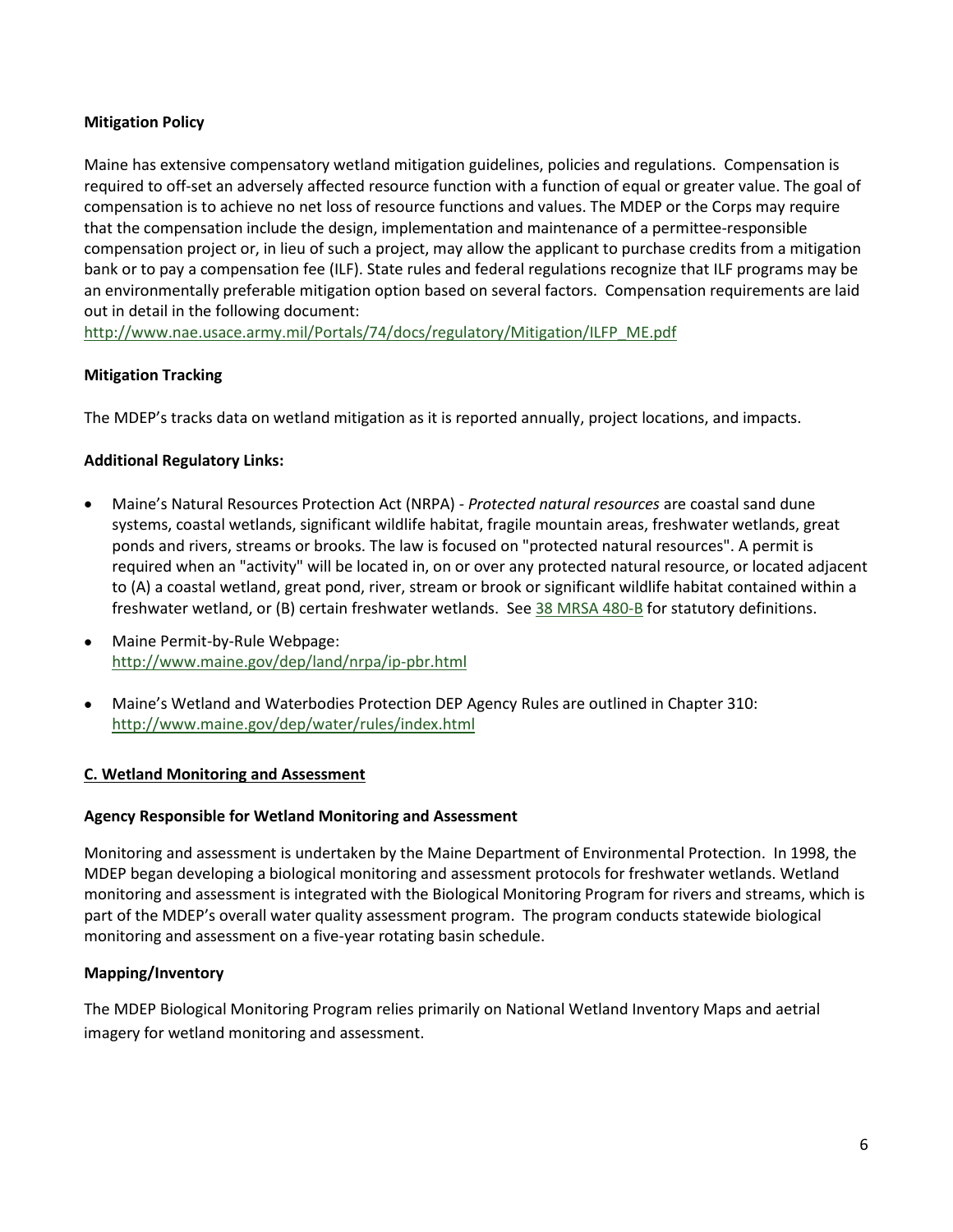**Mitigation Policy**

Maine has extensive compensatory wetland mitigation guidelines, policies and regulations. Compensation is required to off-set an adversely affected resource function with a function of equal or greater value. The goal of compensation is to achieve no net loss of resource functions and values. The MDEP or the Corps may require that the compensation include the design, implementation and maintenance of a permittee-responsible compensation project or, in lieu of such a project, may allow the applicant to purchase credits from a mitigation bank or to pay a compensation fee (ILF). State rules and federal regulations recognize that ILF programs may be an environmentally preferable mitigation option based on several factors. Compensation requirements are laid out in detail in the following document:
http://www.nae.usace.army.mil/Portals/74/docs/regulatory/Mitigation/ILFP_ME.pdf

**Mitigation Tracking**

The MDEP's tracks data on wetland mitigation as it is reported annually, project locations, and impacts.

**Additional Regulatory Links:**

- Maine's Natural Resources Protection Act (NRPA) - *Protected natural resources* are coastal sand dune systems, coastal wetlands, significant wildlife habitat, fragile mountain areas, freshwater wetlands, great ponds and rivers, streams or brooks. The law is focused on "protected natural resources". A permit is required when an "activity" will be located in, on or over any protected natural resource, or located adjacent to (A) a coastal wetland, great pond, river, stream or brook or significant wildlife habitat contained within a freshwater wetland, or (B) certain freshwater wetlands. See 38 MRSA 480-B for statutory definitions.
- Maine Permit-by-Rule Webpage: http://www.maine.gov/dep/land/nrpa/ip-pbr.html
- Maine's Wetland and Waterbodies Protection DEP Agency Rules are outlined in Chapter 310: http://www.maine.gov/dep/water/rules/index.html

**C. Wetland Monitoring and Assessment**

**Agency Responsible for Wetland Monitoring and Assessment**

Monitoring and assessment is undertaken by the Maine Department of Environmental Protection. In 1998, the MDEP began developing a biological monitoring and assessment protocols for freshwater wetlands. Wetland monitoring and assessment is integrated with the Biological Monitoring Program for rivers and streams, which is part of the MDEP's overall water quality assessment program. The program conducts statewide biological monitoring and assessment on a five-year rotating basin schedule.

**Mapping/Inventory**

The MDEP Biological Monitoring Program relies primarily on National Wetland Inventory Maps and aetrial imagery for wetland monitoring and assessment.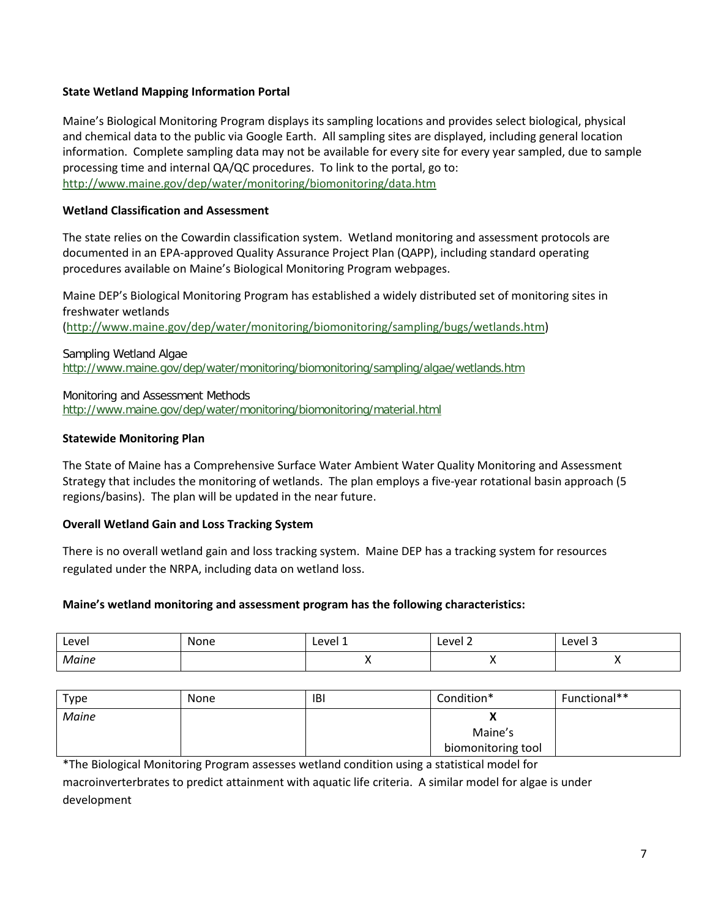**State Wetland Mapping Information Portal**

Maine's Biological Monitoring Program displays its sampling locations and provides select biological, physical and chemical data to the public via Google Earth. All sampling sites are displayed, including general location information. Complete sampling data may not be available for every site for every year sampled, due to sample processing time and internal QA/QC procedures. To link to the portal, go to: http://www.maine.gov/dep/water/monitoring/biomonitoring/data.htm

**Wetland Classification and Assessment**

The state relies on the Cowardin classification system. Wetland monitoring and assessment protocols are documented in an EPA-approved Quality Assurance Project Plan (QAPP), including standard operating procedures available on Maine's Biological Monitoring Program webpages.

Maine DEP's Biological Monitoring Program has established a widely distributed set of monitoring sites in freshwater wetlands (http://www.maine.gov/dep/water/monitoring/biomonitoring/sampling/bugs/wetlands.htm)

Sampling Wetland Algae
http://www.maine.gov/dep/water/monitoring/biomonitoring/sampling/algae/wetlands.htm

Monitoring and Assessment Methods
http://www.maine.gov/dep/water/monitoring/biomonitoring/material.html

**Statewide Monitoring Plan**

The State of Maine has a Comprehensive Surface Water Ambient Water Quality Monitoring and Assessment Strategy that includes the monitoring of wetlands. The plan employs a five-year rotational basin approach (5 regions/basins). The plan will be updated in the near future.

**Overall Wetland Gain and Loss Tracking System**

There is no overall wetland gain and loss tracking system. Maine DEP has a tracking system for resources regulated under the NRPA, including data on wetland loss.

**Maine's wetland monitoring and assessment program has the following characteristics:**

| Level | None | Level 1 | Level 2 | Level 3 |
|---|---|---|---|---|
| *Maine* | | X | X | X |

| Type | None | IBI | Condition* | Functional** |
|---|---|---|---|---|
| *Maine* | | | **X** Maine's biomonitoring tool | |

*The Biological Monitoring Program assesses wetland condition using a statistical model for macroinverterbrates to predict attainment with aquatic life criteria. A similar model for algae is under development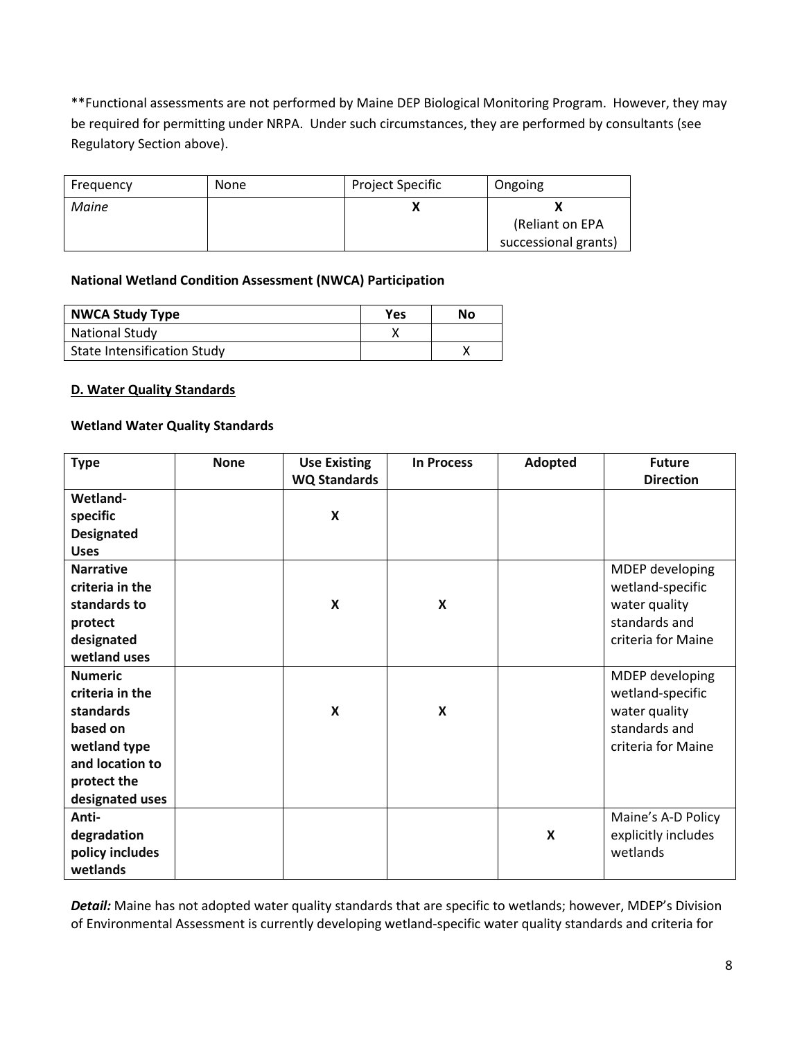**Functional assessments are not performed by Maine DEP Biological Monitoring Program. However, they may be required for permitting under NRPA. Under such circumstances, they are performed by consultants (see Regulatory Section above).

| Frequency | None | Project Specific | Ongoing |
|---|---|---|---|
| *Maine* | | **X** | **X** (Reliant on EPA successional grants) |

**National Wetland Condition Assessment (NWCA) Participation**

| NWCA Study Type | Yes | No |
|---|---|---|
| National Study | X | |
| State Intensification Study | | X |

**D. Water Quality Standards**

**Wetland Water Quality Standards**

| Type | None | Use Existing WQ Standards | In Process | Adopted | Future Direction |
|---|---|---|---|---|---|
| **Wetland-specific Designated Uses** | | **X** | | | |
| **Narrative criteria in the standards to protect designated wetland uses** | | **X** | **X** | | MDEP developing wetland-specific water quality standards and criteria for Maine |
| **Numeric criteria in the standards based on wetland type and location to protect the designated uses** | | **X** | **X** | | MDEP developing wetland-specific water quality standards and criteria for Maine |
| **Anti-degradation policy includes wetlands** | | | | **X** | Maine's A-D Policy explicitly includes wetlands |

***Detail:*** Maine has not adopted water quality standards that are specific to wetlands; however, MDEP's Division of Environmental Assessment is currently developing wetland-specific water quality standards and criteria for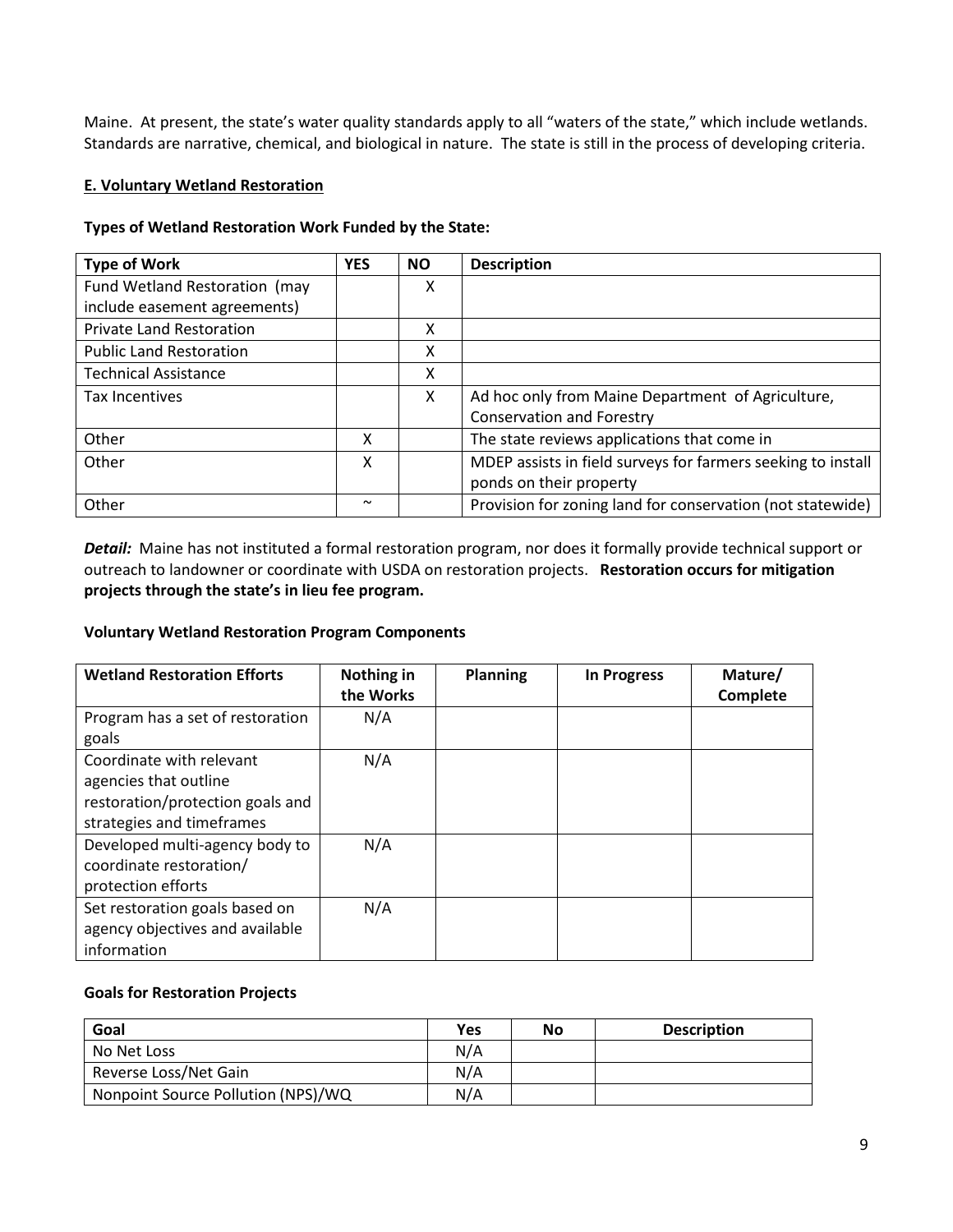Maine. At present, the state's water quality standards apply to all "waters of the state," which include wetlands. Standards are narrative, chemical, and biological in nature. The state is still in the process of developing criteria.

## E. Voluntary Wetland Restoration

**Types of Wetland Restoration Work Funded by the State:**

| Type of Work | YES | NO | Description |
|---|---|---|---|
| Fund Wetland Restoration (may include easement agreements) | | X | |
| Private Land Restoration | | X | |
| Public Land Restoration | | X | |
| Technical Assistance | | X | |
| Tax Incentives | | X | Ad hoc only from Maine Department of Agriculture, Conservation and Forestry |
| Other | X | | The state reviews applications that come in |
| Other | X | | MDEP assists in field surveys for farmers seeking to install ponds on their property |
| Other | ~ | | Provision for zoning land for conservation (not statewide) |

***Detail:*** Maine has not instituted a formal restoration program, nor does it formally provide technical support or outreach to landowner or coordinate with USDA on restoration projects. **Restoration occurs for mitigation projects through the state's in lieu fee program.**

**Voluntary Wetland Restoration Program Components**

| Wetland Restoration Efforts | Nothing in the Works | Planning | In Progress | Mature/ Complete |
|---|---|---|---|---|
| Program has a set of restoration goals | N/A | | | |
| Coordinate with relevant agencies that outline restoration/protection goals and strategies and timeframes | N/A | | | |
| Developed multi-agency body to coordinate restoration/ protection efforts | N/A | | | |
| Set restoration goals based on agency objectives and available information | N/A | | | |

**Goals for Restoration Projects**

| Goal | Yes | No | Description |
|---|---|---|---|
| No Net Loss | N/A | | |
| Reverse Loss/Net Gain | N/A | | |
| Nonpoint Source Pollution (NPS)/WQ | N/A | | |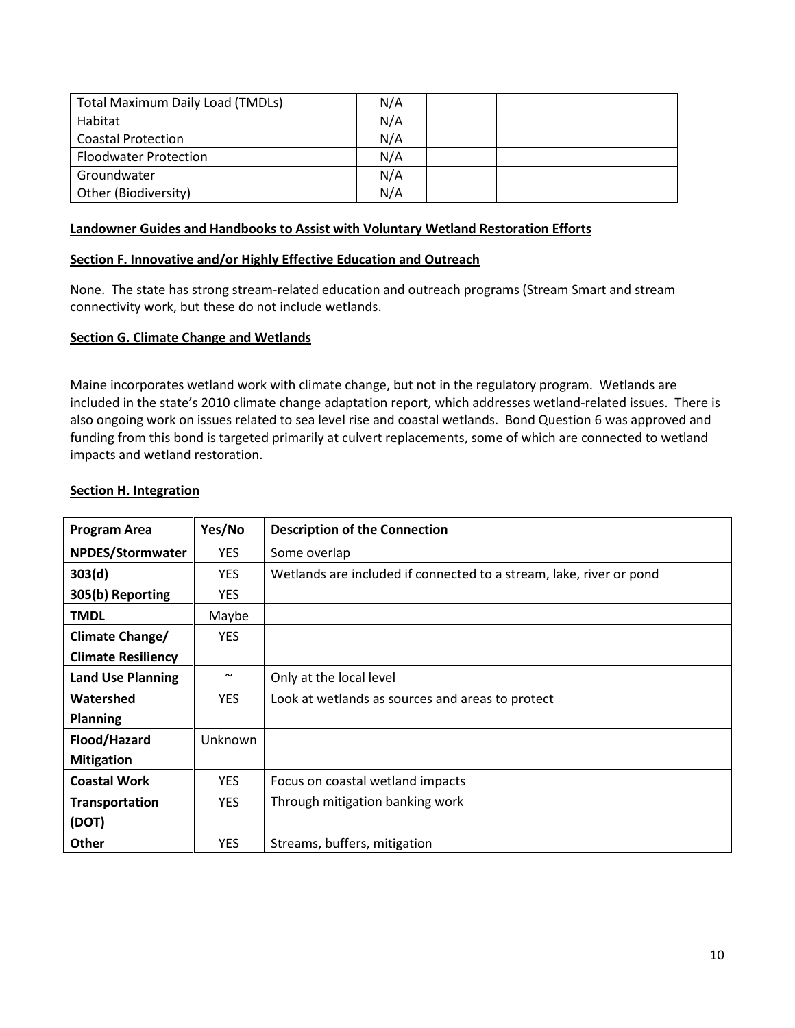| | | | |
|---|---|---|---|
| Total Maximum Daily Load (TMDLs) | N/A | | |
| Habitat | N/A | | |
| Coastal Protection | N/A | | |
| Floodwater Protection | N/A | | |
| Groundwater | N/A | | |
| Other (Biodiversity) | N/A | | |

**Landowner Guides and Handbooks to Assist with Voluntary Wetland Restoration Efforts**

**Section F. Innovative and/or Highly Effective Education and Outreach**

None. The state has strong stream-related education and outreach programs (Stream Smart and stream connectivity work, but these do not include wetlands.

**Section G. Climate Change and Wetlands**

Maine incorporates wetland work with climate change, but not in the regulatory program. Wetlands are included in the state's 2010 climate change adaptation report, which addresses wetland-related issues. There is also ongoing work on issues related to sea level rise and coastal wetlands. Bond Question 6 was approved and funding from this bond is targeted primarily at culvert replacements, some of which are connected to wetland impacts and wetland restoration.

**Section H. Integration**

| Program Area | Yes/No | Description of the Connection |
|---|---|---|
| **NPDES/Stormwater** | YES | Some overlap |
| **303(d)** | YES | Wetlands are included if connected to a stream, lake, river or pond |
| **305(b) Reporting** | YES | |
| **TMDL** | Maybe | |
| **Climate Change/ Climate Resiliency** | YES | |
| **Land Use Planning** | ~ | Only at the local level |
| **Watershed Planning** | YES | Look at wetlands as sources and areas to protect |
| **Flood/Hazard Mitigation** | Unknown | |
| **Coastal Work** | YES | Focus on coastal wetland impacts |
| **Transportation (DOT)** | YES | Through mitigation banking work |
| **Other** | YES | Streams, buffers, mitigation |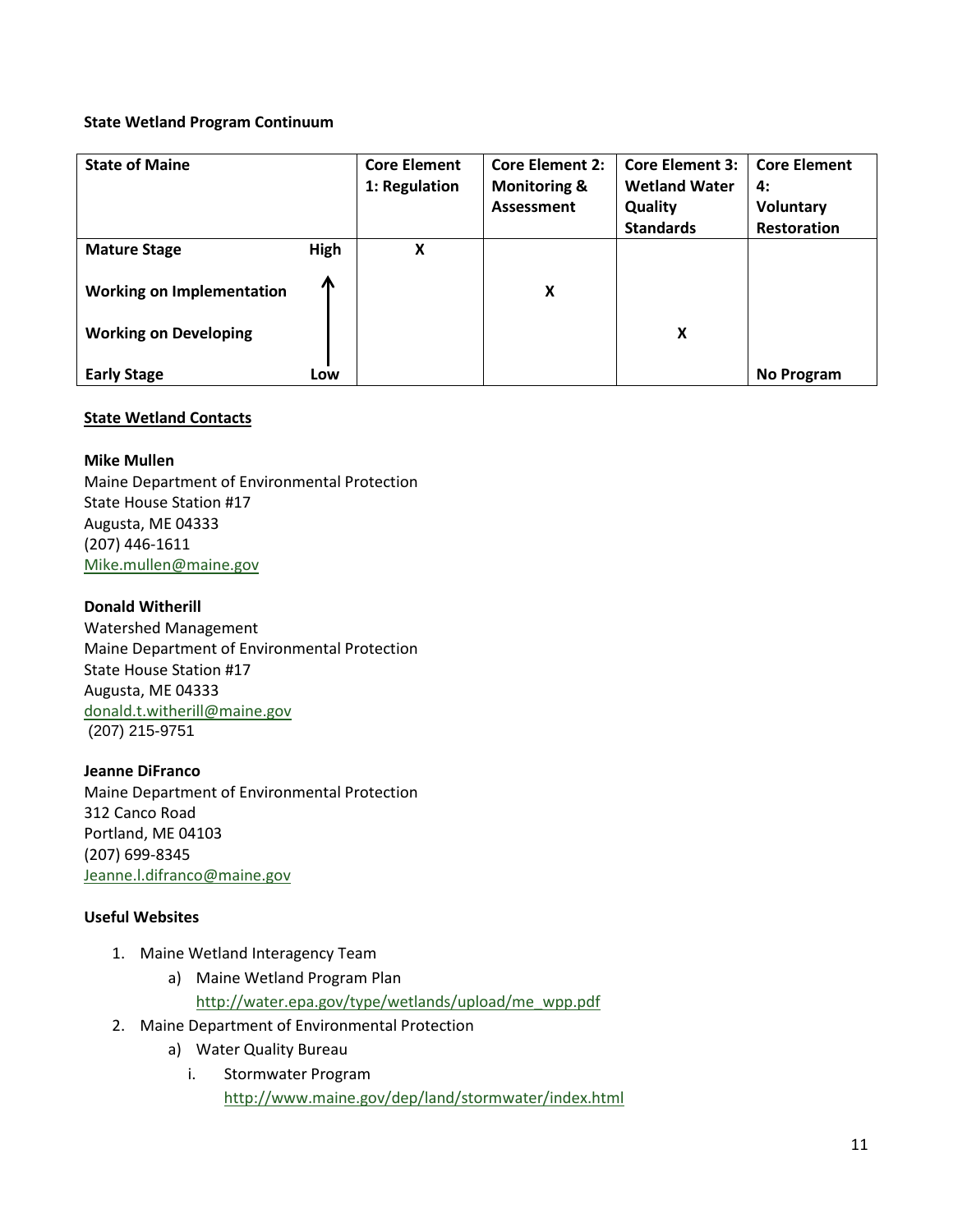**State Wetland Program Continuum**

| State of Maine | | Core Element 1: Regulation | Core Element 2: Monitoring & Assessment | Core Element 3: Wetland Water Quality Standards | Core Element 4: Voluntary Restoration |
|---|---|---|---|---|---|
| **Mature Stage** | **High** | X | | | |
| **Working on Implementation** | ↑ | | X | | |
| **Working on Developing** | | | | X | |
| **Early Stage** | **Low** | | | | **No Program** |

**State Wetland Contacts**

**Mike Mullen**
Maine Department of Environmental Protection
State House Station #17
Augusta, ME 04333
(207) 446-1611
Mike.mullen@maine.gov

**Donald Witherill**
Watershed Management
Maine Department of Environmental Protection
State House Station #17
Augusta, ME 04333
donald.t.witherill@maine.gov
(207) 215-9751

**Jeanne DiFranco**
Maine Department of Environmental Protection
312 Canco Road
Portland, ME 04103
(207) 699-8345
Jeanne.l.difranco@maine.gov

**Useful Websites**

1. Maine Wetland Interagency Team
   a) Maine Wetland Program Plan
      http://water.epa.gov/type/wetlands/upload/me_wpp.pdf
2. Maine Department of Environmental Protection
   a) Water Quality Bureau
      i. Stormwater Program
         http://www.maine.gov/dep/land/stormwater/index.html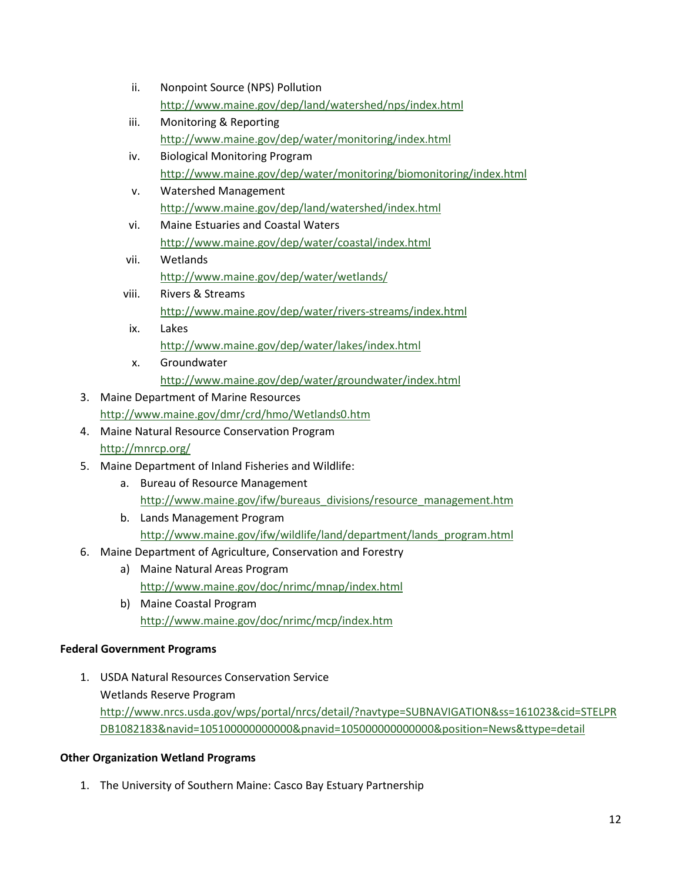ii. Nonpoint Source (NPS) Pollution
http://www.maine.gov/dep/land/watershed/nps/index.html

iii. Monitoring & Reporting
http://www.maine.gov/dep/water/monitoring/index.html

iv. Biological Monitoring Program
http://www.maine.gov/dep/water/monitoring/biomonitoring/index.html

v. Watershed Management
http://www.maine.gov/dep/land/watershed/index.html

vi. Maine Estuaries and Coastal Waters
http://www.maine.gov/dep/water/coastal/index.html

vii. Wetlands
http://www.maine.gov/dep/water/wetlands/

viii. Rivers & Streams
http://www.maine.gov/dep/water/rivers-streams/index.html

ix. Lakes
http://www.maine.gov/dep/water/lakes/index.html

x. Groundwater
http://www.maine.gov/dep/water/groundwater/index.html

3. Maine Department of Marine Resources
   http://www.maine.gov/dmr/crd/hmo/Wetlands0.htm
4. Maine Natural Resource Conservation Program
   http://mnrcp.org/
5. Maine Department of Inland Fisheries and Wildlife:
   a. Bureau of Resource Management
      http://www.maine.gov/ifw/bureaus_divisions/resource_management.htm
   b. Lands Management Program
      http://www.maine.gov/ifw/wildlife/land/department/lands_program.html
6. Maine Department of Agriculture, Conservation and Forestry
   a) Maine Natural Areas Program
      http://www.maine.gov/doc/nrimc/mnap/index.html
   b) Maine Coastal Program
      http://www.maine.gov/doc/nrimc/mcp/index.htm

**Federal Government Programs**

1. USDA Natural Resources Conservation Service
   Wetlands Reserve Program
   http://www.nrcs.usda.gov/wps/portal/nrcs/detail/?navtype=SUBNAVIGATION&ss=161023&cid=STELPRDB1082183&navid=105100000000000&pnavid=105000000000000&position=News&ttype=detail

**Other Organization Wetland Programs**

1. The University of Southern Maine: Casco Bay Estuary Partnership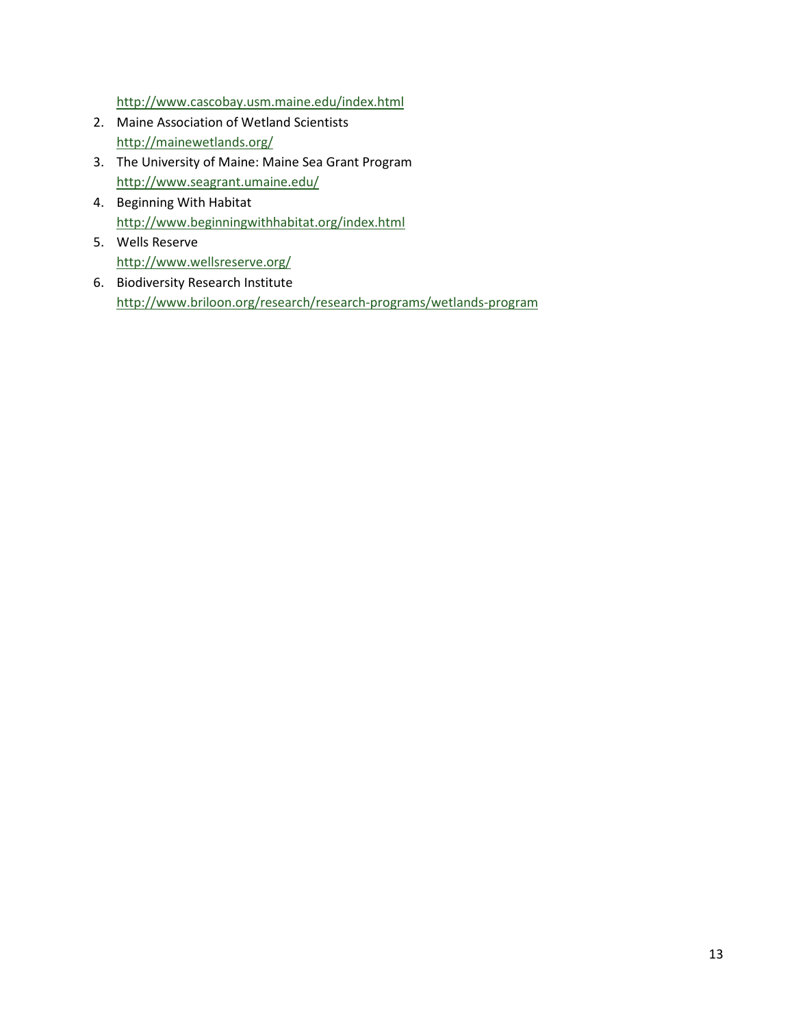http://www.cascobay.usm.maine.edu/index.html

2. Maine Association of Wetland Scientists
   http://mainewetlands.org/
3. The University of Maine: Maine Sea Grant Program
   http://www.seagrant.umaine.edu/
4. Beginning With Habitat
   http://www.beginningwithhabitat.org/index.html
5. Wells Reserve
   http://www.wellsreserve.org/
6. Biodiversity Research Institute
   http://www.briloon.org/research/research-programs/wetlands-program